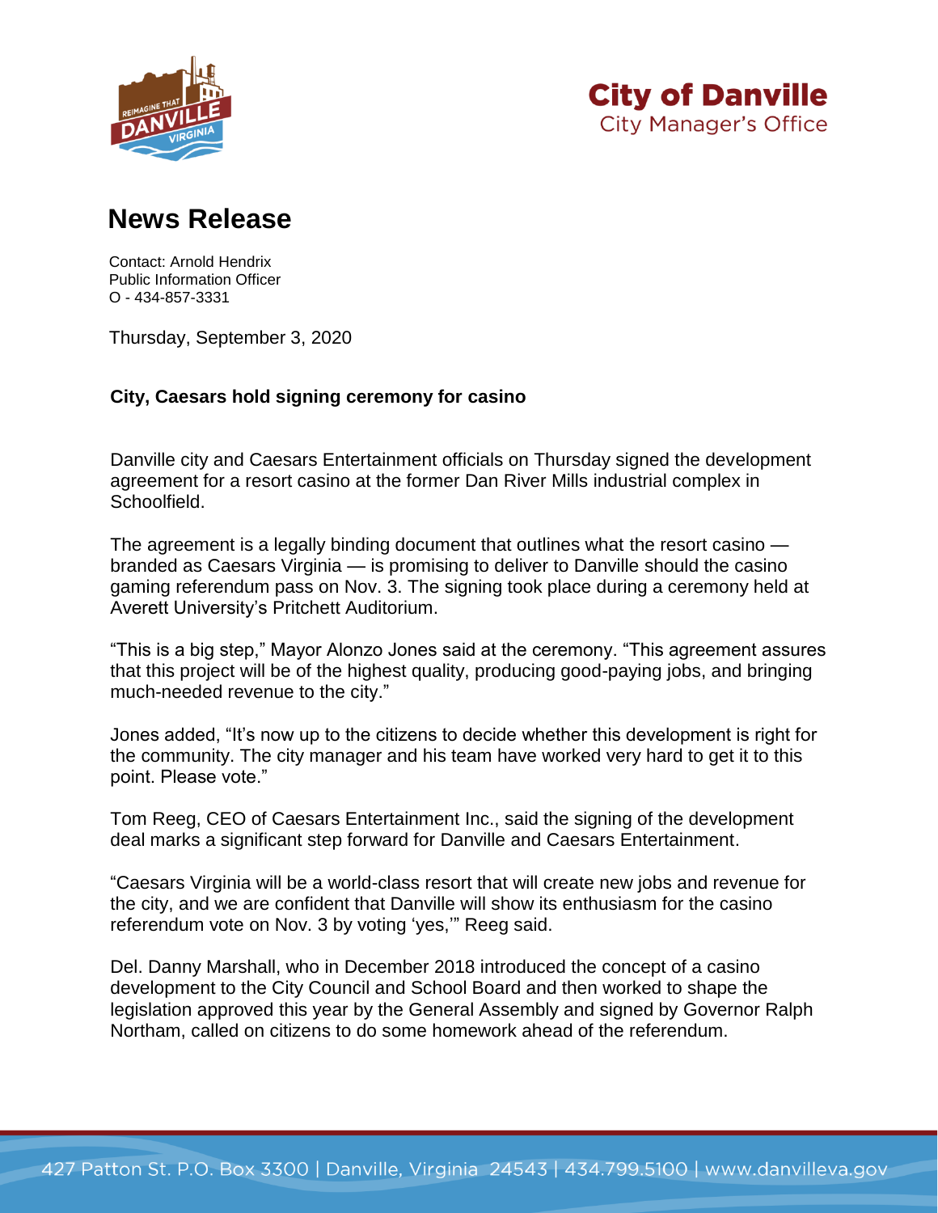**City of Danville**
City Manager's Office

# News Release

Contact: Arnold Hendrix
Public Information Officer
O - 434-857-3331

Thursday, September 3, 2020

**City, Caesars hold signing ceremony for casino**

Danville city and Caesars Entertainment officials on Thursday signed the development agreement for a resort casino at the former Dan River Mills industrial complex in Schoolfield.

The agreement is a legally binding document that outlines what the resort casino — branded as Caesars Virginia — is promising to deliver to Danville should the casino gaming referendum pass on Nov. 3. The signing took place during a ceremony held at Averett University's Pritchett Auditorium.

"This is a big step," Mayor Alonzo Jones said at the ceremony. "This agreement assures that this project will be of the highest quality, producing good-paying jobs, and bringing much-needed revenue to the city."

Jones added, "It's now up to the citizens to decide whether this development is right for the community. The city manager and his team have worked very hard to get it to this point. Please vote."

Tom Reeg, CEO of Caesars Entertainment Inc., said the signing of the development deal marks a significant step forward for Danville and Caesars Entertainment.

"Caesars Virginia will be a world-class resort that will create new jobs and revenue for the city, and we are confident that Danville will show its enthusiasm for the casino referendum vote on Nov. 3 by voting 'yes,'" Reeg said.

Del. Danny Marshall, who in December 2018 introduced the concept of a casino development to the City Council and School Board and then worked to shape the legislation approved this year by the General Assembly and signed by Governor Ralph Northam, called on citizens to do some homework ahead of the referendum.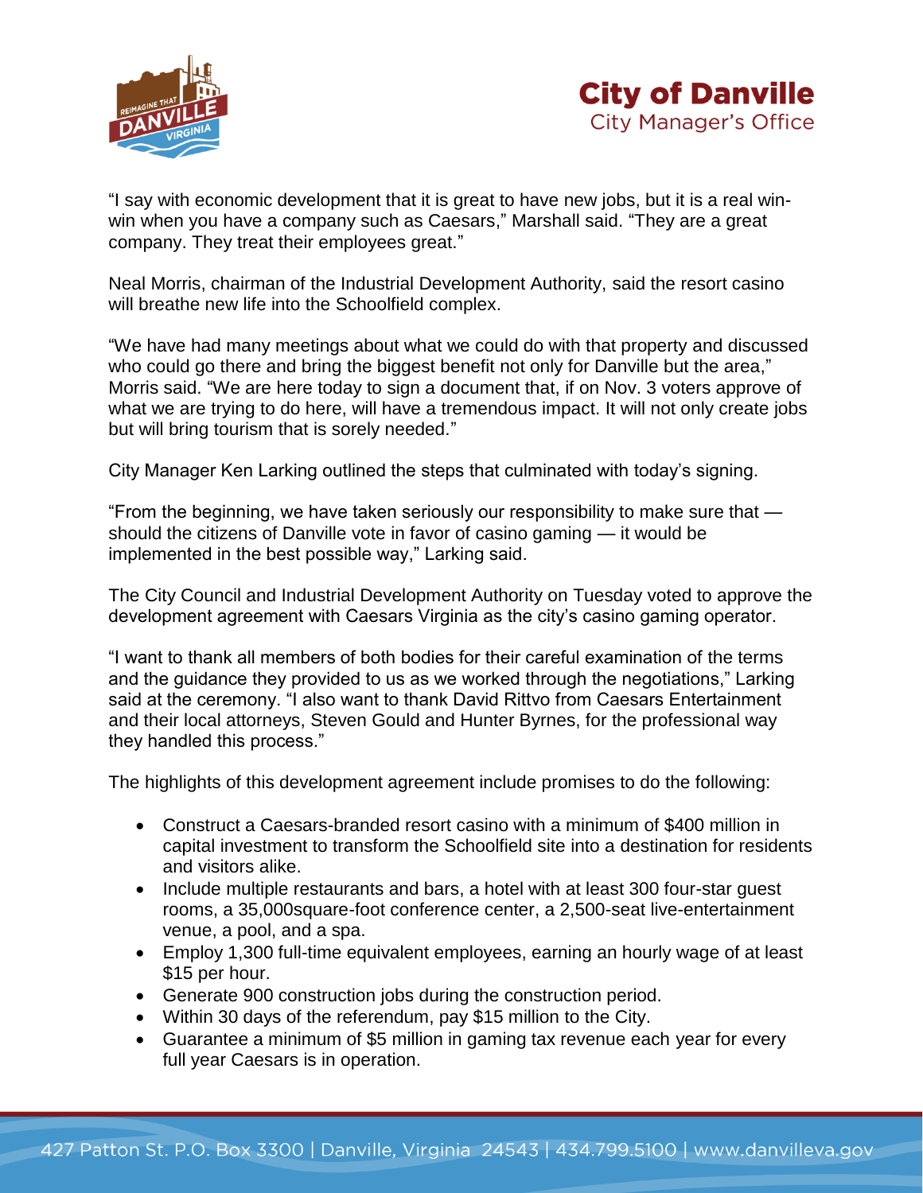"I say with economic development that it is great to have new jobs, but it is a real win-win when you have a company such as Caesars," Marshall said. "They are a great company. They treat their employees great."

Neal Morris, chairman of the Industrial Development Authority, said the resort casino will breathe new life into the Schoolfield complex.

"We have had many meetings about what we could do with that property and discussed who could go there and bring the biggest benefit not only for Danville but the area," Morris said. "We are here today to sign a document that, if on Nov. 3 voters approve of what we are trying to do here, will have a tremendous impact. It will not only create jobs but will bring tourism that is sorely needed."

City Manager Ken Larking outlined the steps that culminated with today's signing.

"From the beginning, we have taken seriously our responsibility to make sure that — should the citizens of Danville vote in favor of casino gaming — it would be implemented in the best possible way," Larking said.

The City Council and Industrial Development Authority on Tuesday voted to approve the development agreement with Caesars Virginia as the city's casino gaming operator.

"I want to thank all members of both bodies for their careful examination of the terms and the guidance they provided to us as we worked through the negotiations," Larking said at the ceremony. "I also want to thank David Rittvo from Caesars Entertainment and their local attorneys, Steven Gould and Hunter Byrnes, for the professional way they handled this process."

The highlights of this development agreement include promises to do the following:

- Construct a Caesars-branded resort casino with a minimum of $400 million in capital investment to transform the Schoolfield site into a destination for residents and visitors alike.
- Include multiple restaurants and bars, a hotel with at least 300 four-star guest rooms, a 35,000square-foot conference center, a 2,500-seat live-entertainment venue, a pool, and a spa.
- Employ 1,300 full-time equivalent employees, earning an hourly wage of at least $15 per hour.
- Generate 900 construction jobs during the construction period.
- Within 30 days of the referendum, pay $15 million to the City.
- Guarantee a minimum of $5 million in gaming tax revenue each year for every full year Caesars is in operation.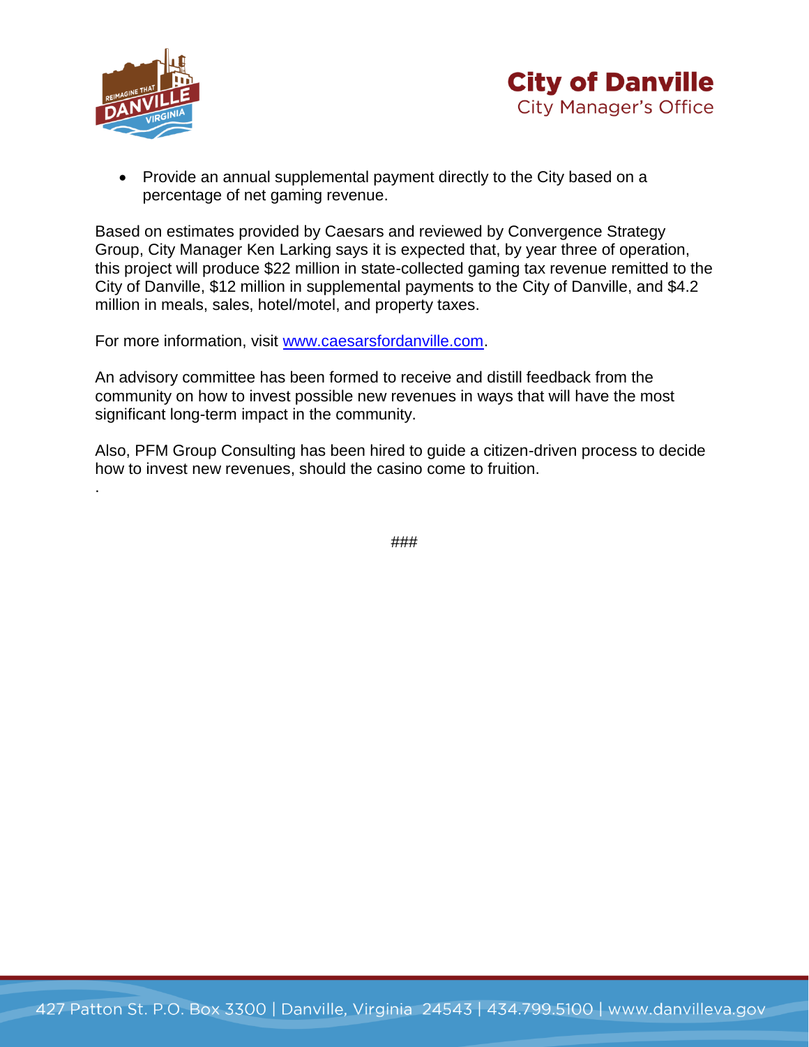- Provide an annual supplemental payment directly to the City based on a percentage of net gaming revenue.

Based on estimates provided by Caesars and reviewed by Convergence Strategy Group, City Manager Ken Larking says it is expected that, by year three of operation, this project will produce $22 million in state-collected gaming tax revenue remitted to the City of Danville, $12 million in supplemental payments to the City of Danville, and $4.2 million in meals, sales, hotel/motel, and property taxes.

For more information, visit www.caesarsfordanville.com.

An advisory committee has been formed to receive and distill feedback from the community on how to invest possible new revenues in ways that will have the most significant long-term impact in the community.

Also, PFM Group Consulting has been hired to guide a citizen-driven process to decide how to invest new revenues, should the casino come to fruition.

.

###